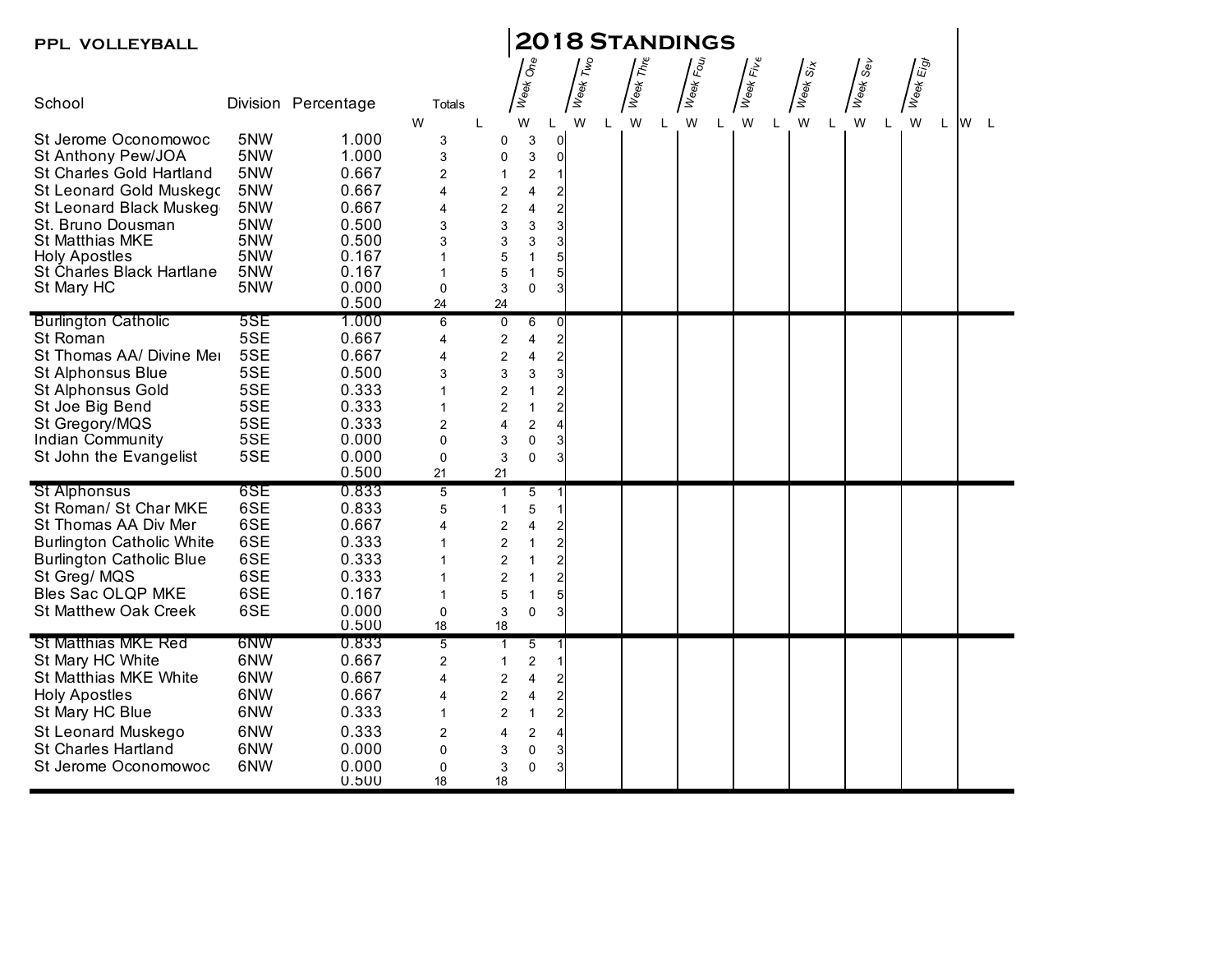**PPL VOLLEYBALL**

# 2018 Standings

| School | Division | Percentage | Totals W | Totals L | Week One W | Week One L | Week Two W | Week Two L | Week Three W | Week Three L | Week Four W | Week Four L | Week Five W | Week Five L | Week Six W | Week Six L | Week Seven W | Week Seven L | Week Eight W | Week Eight L |
|---|---|---|---|---|---|---|---|---|---|---|---|---|---|---|---|---|---|---|---|---|
| St Jerome Oconomowoc | 5NW | 1.000 | 3 | 0 | 3 | 0 | | | | | | | | | | | | | | |
| St Anthony Pew/JOA | 5NW | 1.000 | 3 | 0 | 3 | 0 | | | | | | | | | | | | | | |
| St Charles Gold Hartland | 5NW | 0.667 | 2 | 1 | 2 | 1 | | | | | | | | | | | | | | |
| St Leonard Gold Muskego | 5NW | 0.667 | 4 | 2 | 4 | 2 | | | | | | | | | | | | | | |
| St Leonard Black Muskeg | 5NW | 0.667 | 4 | 2 | 4 | 2 | | | | | | | | | | | | | | |
| St. Bruno Dousman | 5NW | 0.500 | 3 | 3 | 3 | 3 | | | | | | | | | | | | | | |
| St Matthias MKE | 5NW | 0.500 | 3 | 3 | 3 | 3 | | | | | | | | | | | | | | |
| Holy Apostles | 5NW | 0.167 | 1 | 5 | 1 | 5 | | | | | | | | | | | | | | |
| St Charles Black Hartlane | 5NW | 0.167 | 1 | 5 | 1 | 5 | | | | | | | | | | | | | | |
| St Mary HC | 5NW | 0.000 | 0 | 3 | 0 | 3 | | | | | | | | | | | | | | |
| | | 0.500 | 24 | 24 | | | | | | | | | | | | | | | | |
| Burlington Catholic | 5SE | 1.000 | 6 | 0 | 6 | 0 | | | | | | | | | | | | | | |
| St Roman | 5SE | 0.667 | 4 | 2 | 4 | 2 | | | | | | | | | | | | | | |
| St Thomas AA/ Divine Mer | 5SE | 0.667 | 4 | 2 | 4 | 2 | | | | | | | | | | | | | | |
| St Alphonsus Blue | 5SE | 0.500 | 3 | 3 | 3 | 3 | | | | | | | | | | | | | | |
| St Alphonsus Gold | 5SE | 0.333 | 1 | 2 | 1 | 2 | | | | | | | | | | | | | | |
| St Joe Big Bend | 5SE | 0.333 | 1 | 2 | 1 | 2 | | | | | | | | | | | | | | |
| St Gregory/MQS | 5SE | 0.333 | 2 | 4 | 2 | 4 | | | | | | | | | | | | | | |
| Indian Community | 5SE | 0.000 | 0 | 3 | 0 | 3 | | | | | | | | | | | | | | |
| St John the Evangelist | 5SE | 0.000 | 0 | 3 | 0 | 3 | | | | | | | | | | | | | | |
| | | 0.500 | 21 | 21 | | | | | | | | | | | | | | | | |
| St Alphonsus | 6SE | 0.833 | 5 | 1 | 5 | 1 | | | | | | | | | | | | | | |
| St Roman/ St Char MKE | 6SE | 0.833 | 5 | 1 | 5 | 1 | | | | | | | | | | | | | | |
| St Thomas AA Div Mer | 6SE | 0.667 | 4 | 2 | 4 | 2 | | | | | | | | | | | | | | |
| Burlington Catholic White | 6SE | 0.333 | 1 | 2 | 1 | 2 | | | | | | | | | | | | | | |
| Burlington Catholic Blue | 6SE | 0.333 | 1 | 2 | 1 | 2 | | | | | | | | | | | | | | |
| St Greg/ MQS | 6SE | 0.333 | 1 | 2 | 1 | 2 | | | | | | | | | | | | | | |
| Bles Sac OLQP MKE | 6SE | 0.167 | 1 | 5 | 1 | 5 | | | | | | | | | | | | | | |
| St Matthew Oak Creek | 6SE | 0.000 | 0 | 3 | 0 | 3 | | | | | | | | | | | | | | |
| | | 0.500 | 18 | 18 | | | | | | | | | | | | | | | | |
| St Matthias MKE Red | 6NW | 0.833 | 5 | 1 | 5 | 1 | | | | | | | | | | | | | | |
| St Mary HC White | 6NW | 0.667 | 2 | 1 | 2 | 1 | | | | | | | | | | | | | | |
| St Matthias MKE White | 6NW | 0.667 | 4 | 2 | 4 | 2 | | | | | | | | | | | | | | |
| Holy Apostles | 6NW | 0.667 | 4 | 2 | 4 | 2 | | | | | | | | | | | | | | |
| St Mary HC Blue | 6NW | 0.333 | 1 | 2 | 1 | 2 | | | | | | | | | | | | | | |
| St Leonard Muskego | 6NW | 0.333 | 2 | 4 | 2 | 4 | | | | | | | | | | | | | | |
| St Charles Hartland | 6NW | 0.000 | 0 | 3 | 0 | 3 | | | | | | | | | | | | | | |
| St Jerome Oconomowoc | 6NW | 0.000 | 0 | 3 | 0 | 3 | | | | | | | | | | | | | | |
| | | 0.500 | 18 | 18 | | | | | | | | | | | | | | | | |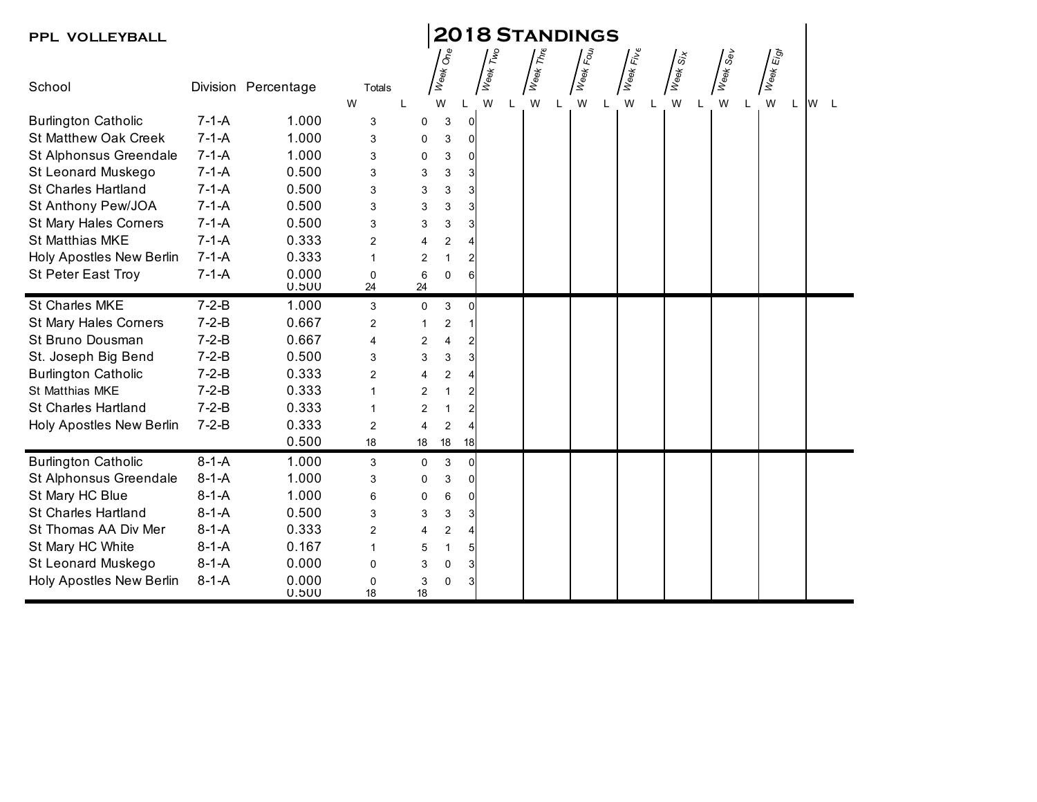**PPL VOLLEYBALL**

# 2018 Standings

| School | Division | Percentage | Totals W | Totals L | Week One W | Week One L | Week Two W | Week Two L | Week Three W | Week Three L | Week Four W | Week Four L | Week Five W | Week Five L | Week Six W | Week Six L | Week Seven W | Week Seven L | Week Eight W | Week Eight L | W | L |
|---|---|---|---|---|---|---|---|---|---|---|---|---|---|---|---|---|---|---|---|---|---|---|
| Burlington Catholic | 7-1-A | 1.000 | 3 | 0 | 3 | 0 | | | | | | | | | | | | | | | | |
| St Matthew Oak Creek | 7-1-A | 1.000 | 3 | 0 | 3 | 0 | | | | | | | | | | | | | | | | |
| St Alphonsus Greendale | 7-1-A | 1.000 | 3 | 0 | 3 | 0 | | | | | | | | | | | | | | | | |
| St Leonard Muskego | 7-1-A | 0.500 | 3 | 3 | 3 | 3 | | | | | | | | | | | | | | | | |
| St Charles Hartland | 7-1-A | 0.500 | 3 | 3 | 3 | 3 | | | | | | | | | | | | | | | | |
| St Anthony Pew/JOA | 7-1-A | 0.500 | 3 | 3 | 3 | 3 | | | | | | | | | | | | | | | | |
| St Mary Hales Corners | 7-1-A | 0.500 | 3 | 3 | 3 | 3 | | | | | | | | | | | | | | | | |
| St Matthias MKE | 7-1-A | 0.333 | 2 | 4 | 2 | 4 | | | | | | | | | | | | | | | | |
| Holy Apostles New Berlin | 7-1-A | 0.333 | 1 | 2 | 1 | 2 | | | | | | | | | | | | | | | | |
| St Peter East Troy | 7-1-A | 0.000 | 0 | 6 | 0 | 6 | | | | | | | | | | | | | | | | |
| | | 0.500 | 24 | 24 | | | | | | | | | | | | | | | | | | |
| St Charles MKE | 7-2-B | 1.000 | 3 | 0 | 3 | 0 | | | | | | | | | | | | | | | | |
| St Mary Hales Corners | 7-2-B | 0.667 | 2 | 1 | 2 | 1 | | | | | | | | | | | | | | | | |
| St Bruno Dousman | 7-2-B | 0.667 | 4 | 2 | 4 | 2 | | | | | | | | | | | | | | | | |
| St. Joseph Big Bend | 7-2-B | 0.500 | 3 | 3 | 3 | 3 | | | | | | | | | | | | | | | | |
| Burlington Catholic | 7-2-B | 0.333 | 2 | 4 | 2 | 4 | | | | | | | | | | | | | | | | |
| St Matthias MKE | 7-2-B | 0.333 | 1 | 2 | 1 | 2 | | | | | | | | | | | | | | | | |
| St Charles Hartland | 7-2-B | 0.333 | 1 | 2 | 1 | 2 | | | | | | | | | | | | | | | | |
| Holy Apostles New Berlin | 7-2-B | 0.333 | 2 | 4 | 2 | 4 | | | | | | | | | | | | | | | | |
| | | 0.500 | 18 | 18 | 18 | 18 | | | | | | | | | | | | | | | | |
| Burlington Catholic | 8-1-A | 1.000 | 3 | 0 | 3 | 0 | | | | | | | | | | | | | | | | |
| St Alphonsus Greendale | 8-1-A | 1.000 | 3 | 0 | 3 | 0 | | | | | | | | | | | | | | | | |
| St Mary HC Blue | 8-1-A | 1.000 | 6 | 0 | 6 | 0 | | | | | | | | | | | | | | | | |
| St Charles Hartland | 8-1-A | 0.500 | 3 | 3 | 3 | 3 | | | | | | | | | | | | | | | | |
| St Thomas AA Div Mer | 8-1-A | 0.333 | 2 | 4 | 2 | 4 | | | | | | | | | | | | | | | | |
| St Mary HC White | 8-1-A | 0.167 | 1 | 5 | 1 | 5 | | | | | | | | | | | | | | | | |
| St Leonard Muskego | 8-1-A | 0.000 | 0 | 3 | 0 | 3 | | | | | | | | | | | | | | | | |
| Holy Apostles New Berlin | 8-1-A | 0.000 | 0 | 3 | 0 | 3 | | | | | | | | | | | | | | | | |
| | | 0.500 | 18 | 18 | | | | | | | | | | | | | | | | | | |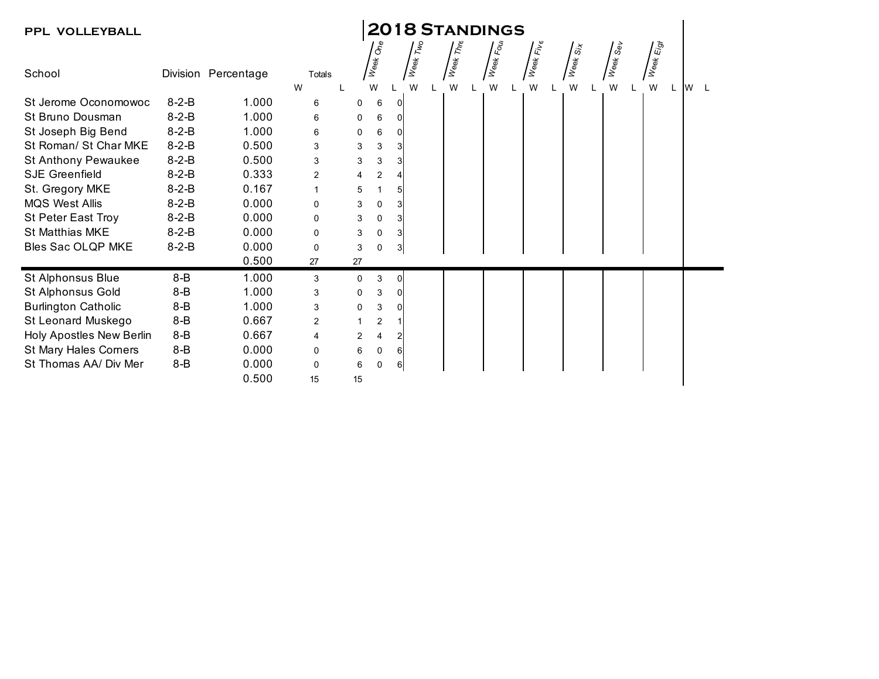**PPL VOLLEYBALL**

# 2018 Standings

| School | Division | Percentage | Totals W | Totals L | Week One W | Week One L | Week Two W | Week Two L | Week Three W | Week Three L | Week Four W | Week Four L | Week Five W | Week Five L | Week Six W | Week Six L | Week Seven W | Week Seven L | Week Eight W | Week Eight L | W | L |
|---|---|---|---|---|---|---|---|---|---|---|---|---|---|---|---|---|---|---|---|---|---|---|
| St Jerome Oconomowoc | 8-2-B | 1.000 | 6 | 0 | 6 | 0 | | | | | | | | | | | | | | | | |
| St Bruno Dousman | 8-2-B | 1.000 | 6 | 0 | 6 | 0 | | | | | | | | | | | | | | | | |
| St Joseph Big Bend | 8-2-B | 1.000 | 6 | 0 | 6 | 0 | | | | | | | | | | | | | | | | |
| St Roman/ St Char MKE | 8-2-B | 0.500 | 3 | 3 | 3 | 3 | | | | | | | | | | | | | | | | |
| St Anthony Pewaukee | 8-2-B | 0.500 | 3 | 3 | 3 | 3 | | | | | | | | | | | | | | | | |
| SJE Greenfield | 8-2-B | 0.333 | 2 | 4 | 2 | 4 | | | | | | | | | | | | | | | | |
| St. Gregory MKE | 8-2-B | 0.167 | 1 | 5 | 1 | 5 | | | | | | | | | | | | | | | | |
| MQS West Allis | 8-2-B | 0.000 | 0 | 3 | 0 | 3 | | | | | | | | | | | | | | | | |
| St Peter East Troy | 8-2-B | 0.000 | 0 | 3 | 0 | 3 | | | | | | | | | | | | | | | | |
| St Matthias MKE | 8-2-B | 0.000 | 0 | 3 | 0 | 3 | | | | | | | | | | | | | | | | |
| Bles Sac OLQP MKE | 8-2-B | 0.000 | 0 | 3 | 0 | 3 | | | | | | | | | | | | | | | | |
| | | 0.500 | 27 | 27 | | | | | | | | | | | | | | | | | | |
| St Alphonsus Blue | 8-B | 1.000 | 3 | 0 | 3 | 0 | | | | | | | | | | | | | | | | |
| St Alphonsus Gold | 8-B | 1.000 | 3 | 0 | 3 | 0 | | | | | | | | | | | | | | | | |
| Burlington Catholic | 8-B | 1.000 | 3 | 0 | 3 | 0 | | | | | | | | | | | | | | | | |
| St Leonard Muskego | 8-B | 0.667 | 2 | 1 | 2 | 1 | | | | | | | | | | | | | | | | |
| Holy Apostles New Berlin | 8-B | 0.667 | 4 | 2 | 4 | 2 | | | | | | | | | | | | | | | | |
| St Mary Hales Corners | 8-B | 0.000 | 0 | 6 | 0 | 6 | | | | | | | | | | | | | | | | |
| St Thomas AA/ Div Mer | 8-B | 0.000 | 0 | 6 | 0 | 6 | | | | | | | | | | | | | | | | |
| | | 0.500 | 15 | 15 | | | | | | | | | | | | | | | | | | |